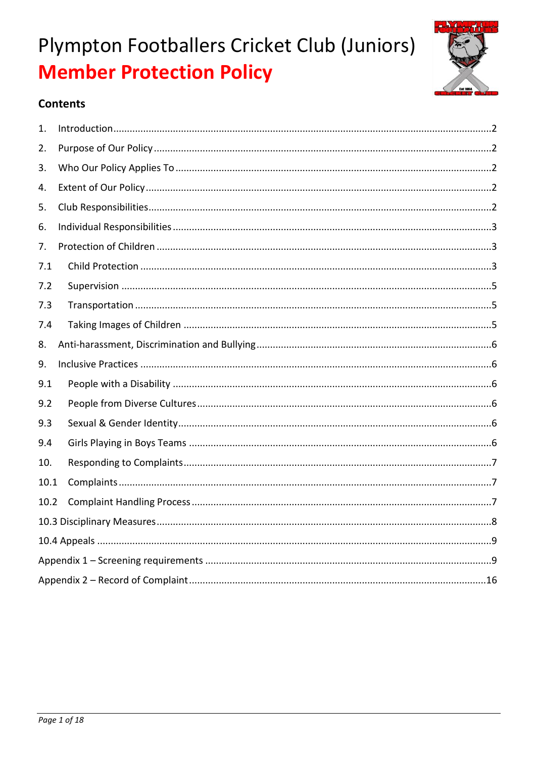# Plympton Footballers Cricket Club (Juniors)

## Member Protection Policy

### Contents

1. Introduction ..... 2
2. Purpose of Our Policy ..... 2
3. Who Our Policy Applies To ..... 2
4. Extent of Our Policy ..... 2
5. Club Responsibilities ..... 2
6. Individual Responsibilities ..... 3
7. Protection of Children ..... 3

7.1 Child Protection ..... 3

7.2 Supervision ..... 5

7.3 Transportation ..... 5

7.4 Taking Images of Children ..... 5

8. Anti-harassment, Discrimination and Bullying ..... 6
9. Inclusive Practices ..... 6

9.1 People with a Disability ..... 6

9.2 People from Diverse Cultures ..... 6

9.3 Sexual & Gender Identity ..... 6

9.4 Girls Playing in Boys Teams ..... 6

10. Responding to Complaints ..... 7

10.1 Complaints ..... 7

10.2 Complaint Handling Process ..... 7

10.3 Disciplinary Measures ..... 8

10.4 Appeals ..... 9

Appendix 1 – Screening requirements ..... 9

Appendix 2 – Record of Complaint ..... 16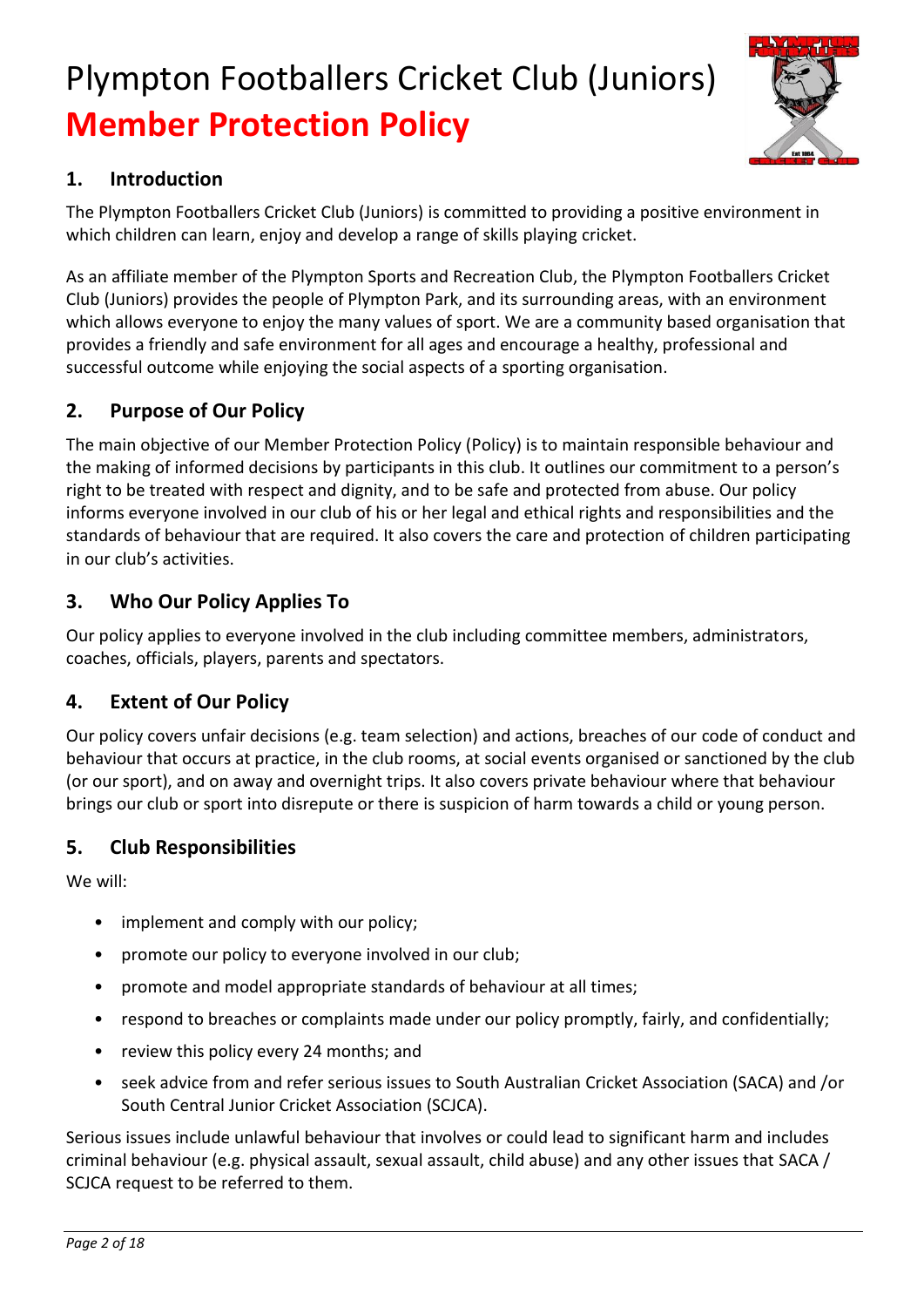# Plympton Footballers Cricket Club (Juniors)

# **Member Protection Policy**

## 1. Introduction

The Plympton Footballers Cricket Club (Juniors) is committed to providing a positive environment in which children can learn, enjoy and develop a range of skills playing cricket.

As an affiliate member of the Plympton Sports and Recreation Club, the Plympton Footballers Cricket Club (Juniors) provides the people of Plympton Park, and its surrounding areas, with an environment which allows everyone to enjoy the many values of sport. We are a community based organisation that provides a friendly and safe environment for all ages and encourage a healthy, professional and successful outcome while enjoying the social aspects of a sporting organisation.

## 2. Purpose of Our Policy

The main objective of our Member Protection Policy (Policy) is to maintain responsible behaviour and the making of informed decisions by participants in this club. It outlines our commitment to a person's right to be treated with respect and dignity, and to be safe and protected from abuse. Our policy informs everyone involved in our club of his or her legal and ethical rights and responsibilities and the standards of behaviour that are required. It also covers the care and protection of children participating in our club's activities.

## 3. Who Our Policy Applies To

Our policy applies to everyone involved in the club including committee members, administrators, coaches, officials, players, parents and spectators.

## 4. Extent of Our Policy

Our policy covers unfair decisions (e.g. team selection) and actions, breaches of our code of conduct and behaviour that occurs at practice, in the club rooms, at social events organised or sanctioned by the club (or our sport), and on away and overnight trips. It also covers private behaviour where that behaviour brings our club or sport into disrepute or there is suspicion of harm towards a child or young person.

## 5. Club Responsibilities

We will:

- implement and comply with our policy;
- promote our policy to everyone involved in our club;
- promote and model appropriate standards of behaviour at all times;
- respond to breaches or complaints made under our policy promptly, fairly, and confidentially;
- review this policy every 24 months; and
- seek advice from and refer serious issues to South Australian Cricket Association (SACA) and /or South Central Junior Cricket Association (SCJCA).

Serious issues include unlawful behaviour that involves or could lead to significant harm and includes criminal behaviour (e.g. physical assault, sexual assault, child abuse) and any other issues that SACA / SCJCA request to be referred to them.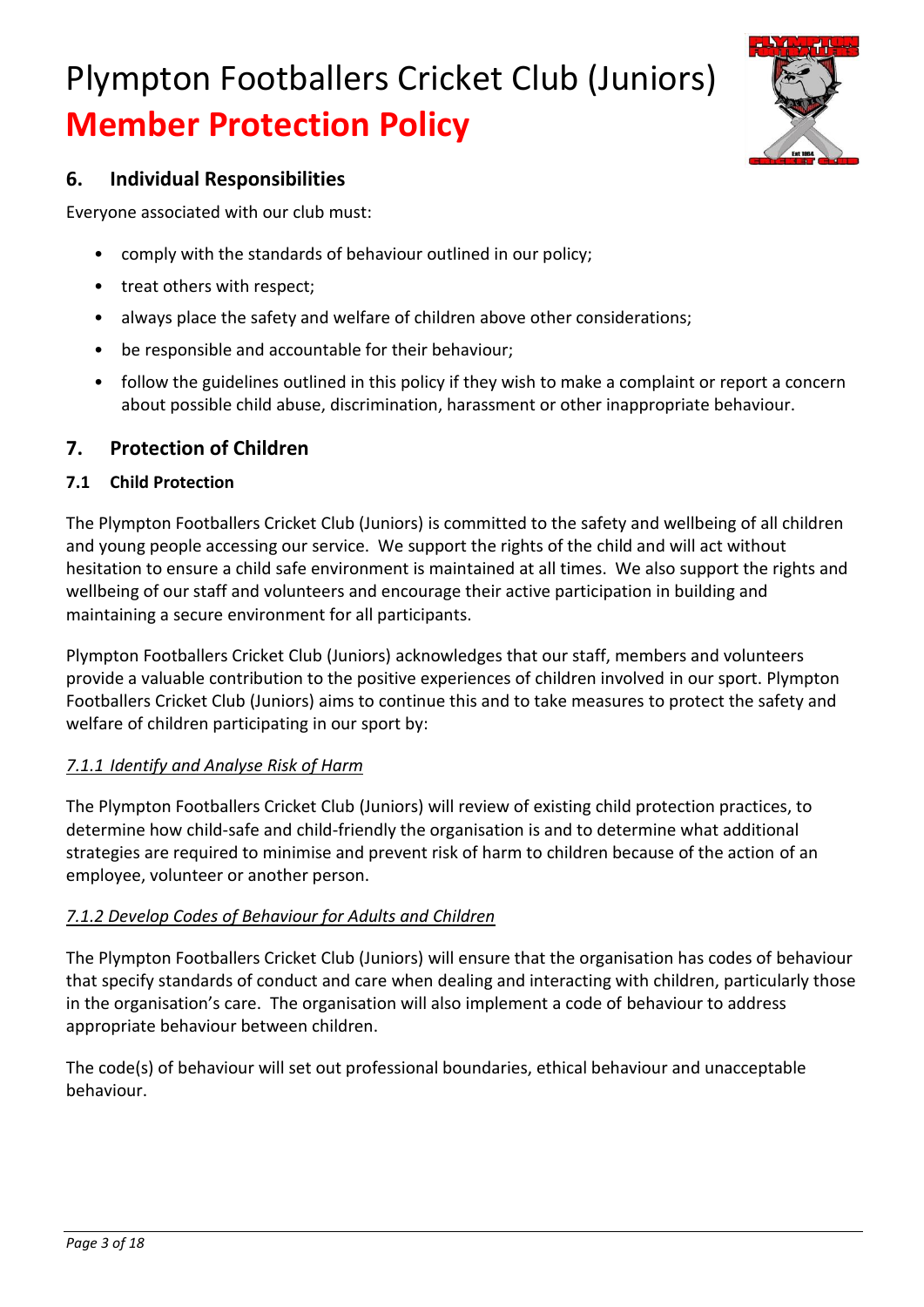## 6. Individual Responsibilities

Everyone associated with our club must:

- comply with the standards of behaviour outlined in our policy;
- treat others with respect;
- always place the safety and welfare of children above other considerations;
- be responsible and accountable for their behaviour;
- follow the guidelines outlined in this policy if they wish to make a complaint or report a concern about possible child abuse, discrimination, harassment or other inappropriate behaviour.

## 7. Protection of Children

### 7.1 Child Protection

The Plympton Footballers Cricket Club (Juniors) is committed to the safety and wellbeing of all children and young people accessing our service. We support the rights of the child and will act without hesitation to ensure a child safe environment is maintained at all times. We also support the rights and wellbeing of our staff and volunteers and encourage their active participation in building and maintaining a secure environment for all participants.

Plympton Footballers Cricket Club (Juniors) acknowledges that our staff, members and volunteers provide a valuable contribution to the positive experiences of children involved in our sport. Plympton Footballers Cricket Club (Juniors) aims to continue this and to take measures to protect the safety and welfare of children participating in our sport by:

*7.1.1 Identify and Analyse Risk of Harm*

The Plympton Footballers Cricket Club (Juniors) will review of existing child protection practices, to determine how child-safe and child-friendly the organisation is and to determine what additional strategies are required to minimise and prevent risk of harm to children because of the action of an employee, volunteer or another person.

*7.1.2 Develop Codes of Behaviour for Adults and Children*

The Plympton Footballers Cricket Club (Juniors) will ensure that the organisation has codes of behaviour that specify standards of conduct and care when dealing and interacting with children, particularly those in the organisation's care. The organisation will also implement a code of behaviour to address appropriate behaviour between children.

The code(s) of behaviour will set out professional boundaries, ethical behaviour and unacceptable behaviour.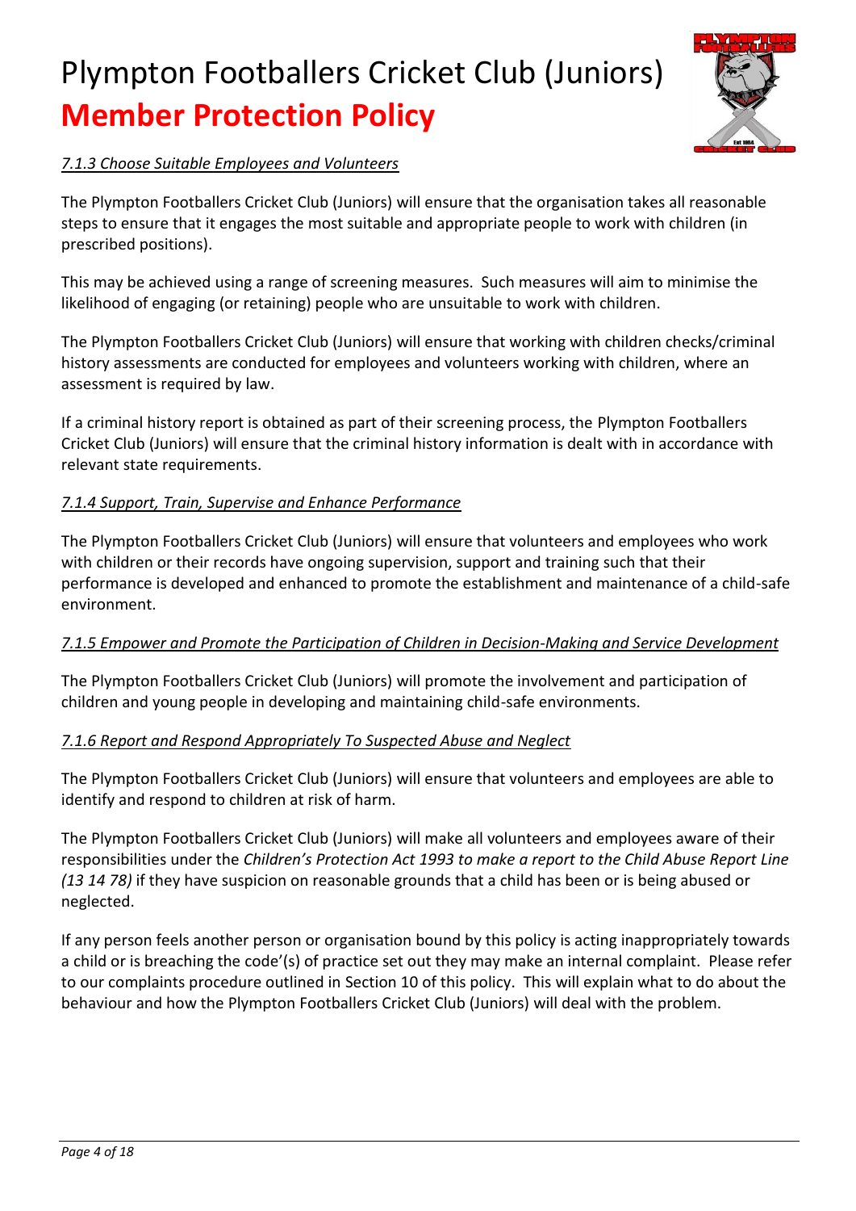*7.1.3 Choose Suitable Employees and Volunteers*

The Plympton Footballers Cricket Club (Juniors) will ensure that the organisation takes all reasonable steps to ensure that it engages the most suitable and appropriate people to work with children (in prescribed positions).

This may be achieved using a range of screening measures. Such measures will aim to minimise the likelihood of engaging (or retaining) people who are unsuitable to work with children.

The Plympton Footballers Cricket Club (Juniors) will ensure that working with children checks/criminal history assessments are conducted for employees and volunteers working with children, where an assessment is required by law.

If a criminal history report is obtained as part of their screening process, the Plympton Footballers Cricket Club (Juniors) will ensure that the criminal history information is dealt with in accordance with relevant state requirements.

*7.1.4 Support, Train, Supervise and Enhance Performance*

The Plympton Footballers Cricket Club (Juniors) will ensure that volunteers and employees who work with children or their records have ongoing supervision, support and training such that their performance is developed and enhanced to promote the establishment and maintenance of a child-safe environment.

*7.1.5 Empower and Promote the Participation of Children in Decision-Making and Service Development*

The Plympton Footballers Cricket Club (Juniors) will promote the involvement and participation of children and young people in developing and maintaining child-safe environments.

*7.1.6 Report and Respond Appropriately To Suspected Abuse and Neglect*

The Plympton Footballers Cricket Club (Juniors) will ensure that volunteers and employees are able to identify and respond to children at risk of harm.

The Plympton Footballers Cricket Club (Juniors) will make all volunteers and employees aware of their responsibilities under the *Children's Protection Act 1993 to make a report to the Child Abuse Report Line (13 14 78)* if they have suspicion on reasonable grounds that a child has been or is being abused or neglected.

If any person feels another person or organisation bound by this policy is acting inappropriately towards a child or is breaching the code'(s) of practice set out they may make an internal complaint. Please refer to our complaints procedure outlined in Section 10 of this policy. This will explain what to do about the behaviour and how the Plympton Footballers Cricket Club (Juniors) will deal with the problem.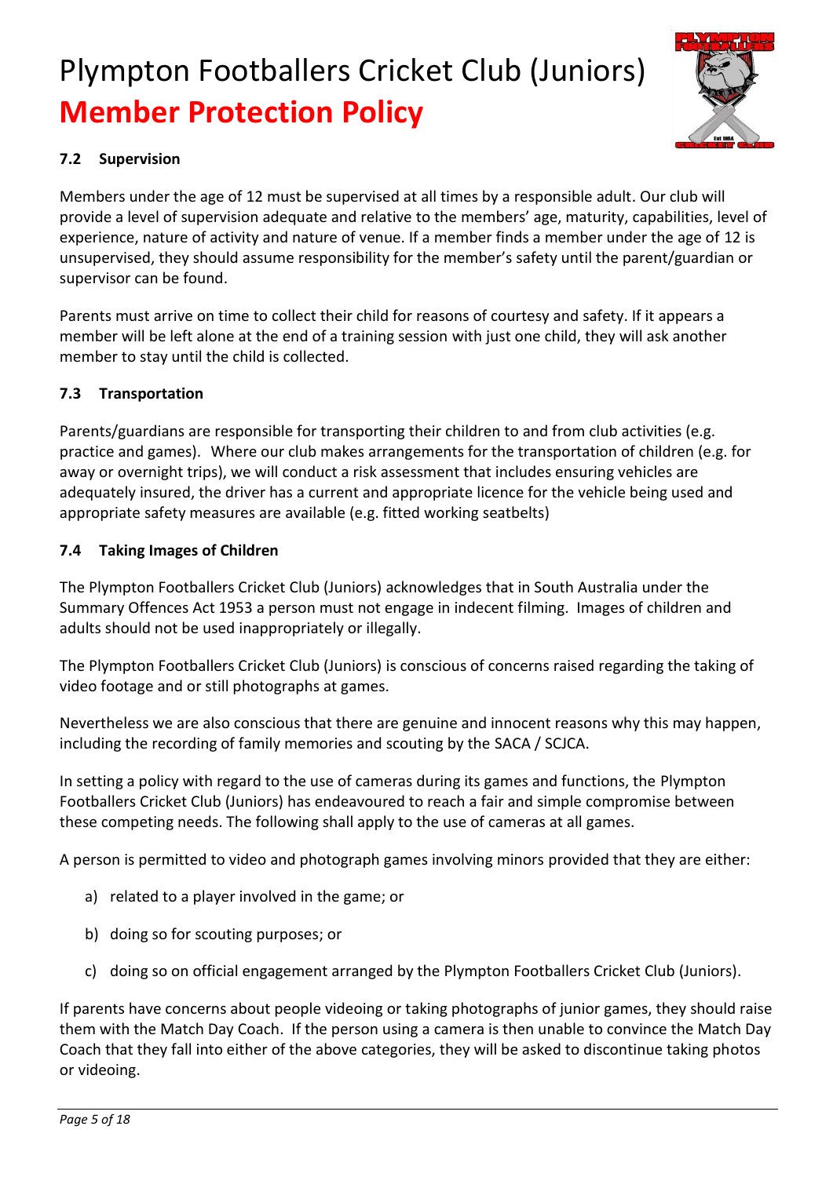### 7.2 Supervision

Members under the age of 12 must be supervised at all times by a responsible adult. Our club will provide a level of supervision adequate and relative to the members' age, maturity, capabilities, level of experience, nature of activity and nature of venue. If a member finds a member under the age of 12 is unsupervised, they should assume responsibility for the member's safety until the parent/guardian or supervisor can be found.

Parents must arrive on time to collect their child for reasons of courtesy and safety. If it appears a member will be left alone at the end of a training session with just one child, they will ask another member to stay until the child is collected.

### 7.3 Transportation

Parents/guardians are responsible for transporting their children to and from club activities (e.g. practice and games). Where our club makes arrangements for the transportation of children (e.g. for away or overnight trips), we will conduct a risk assessment that includes ensuring vehicles are adequately insured, the driver has a current and appropriate licence for the vehicle being used and appropriate safety measures are available (e.g. fitted working seatbelts)

### 7.4 Taking Images of Children

The Plympton Footballers Cricket Club (Juniors) acknowledges that in South Australia under the Summary Offences Act 1953 a person must not engage in indecent filming. Images of children and adults should not be used inappropriately or illegally.

The Plympton Footballers Cricket Club (Juniors) is conscious of concerns raised regarding the taking of video footage and or still photographs at games.

Nevertheless we are also conscious that there are genuine and innocent reasons why this may happen, including the recording of family memories and scouting by the SACA / SCJCA.

In setting a policy with regard to the use of cameras during its games and functions, the Plympton Footballers Cricket Club (Juniors) has endeavoured to reach a fair and simple compromise between these competing needs. The following shall apply to the use of cameras at all games.

A person is permitted to video and photograph games involving minors provided that they are either:

a) related to a player involved in the game; or

b) doing so for scouting purposes; or

c) doing so on official engagement arranged by the Plympton Footballers Cricket Club (Juniors).

If parents have concerns about people videoing or taking photographs of junior games, they should raise them with the Match Day Coach. If the person using a camera is then unable to convince the Match Day Coach that they fall into either of the above categories, they will be asked to discontinue taking photos or videoing.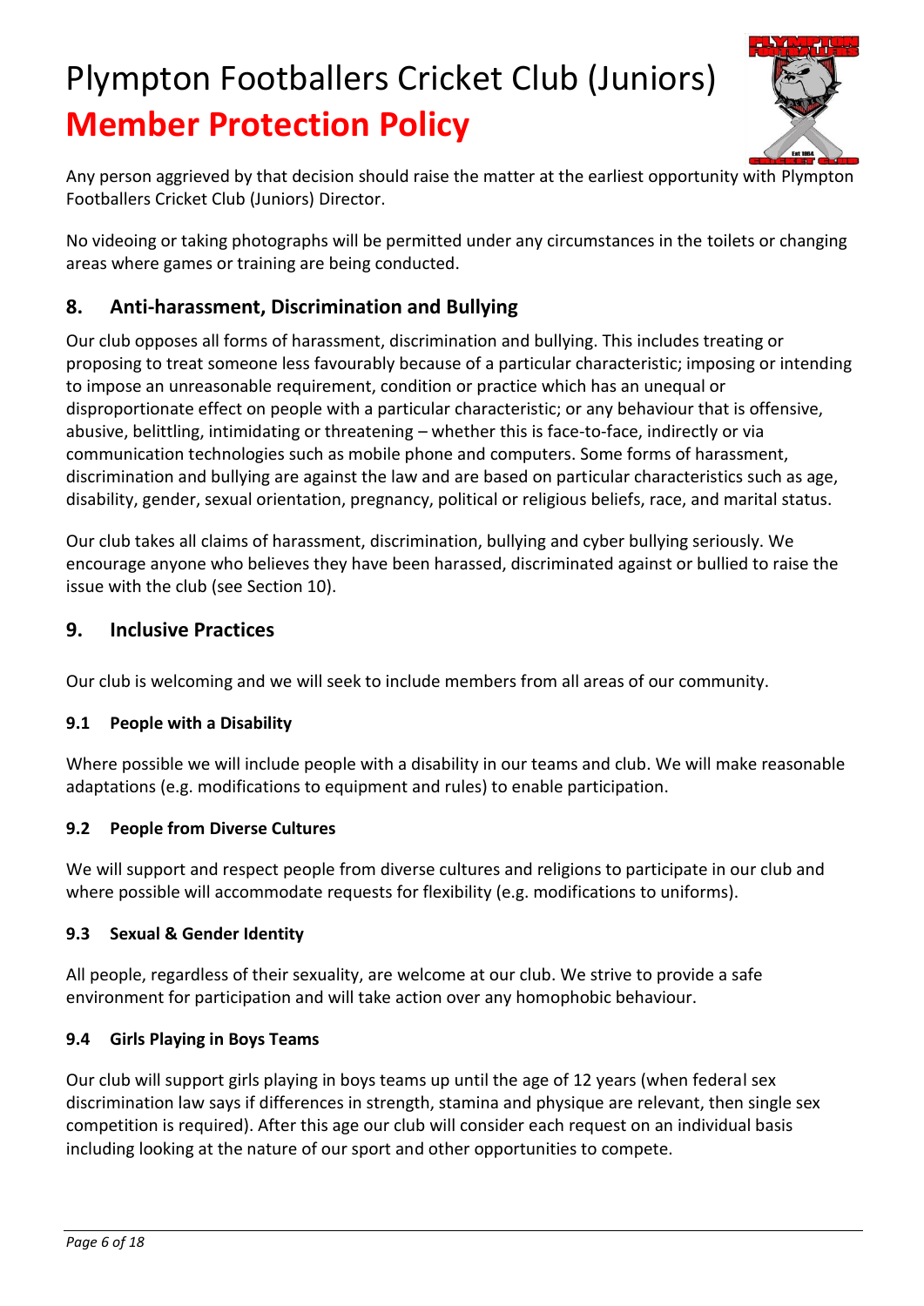Any person aggrieved by that decision should raise the matter at the earliest opportunity with Plympton Footballers Cricket Club (Juniors) Director.

No videoing or taking photographs will be permitted under any circumstances in the toilets or changing areas where games or training are being conducted.

## 8. Anti-harassment, Discrimination and Bullying

Our club opposes all forms of harassment, discrimination and bullying. This includes treating or proposing to treat someone less favourably because of a particular characteristic; imposing or intending to impose an unreasonable requirement, condition or practice which has an unequal or disproportionate effect on people with a particular characteristic; or any behaviour that is offensive, abusive, belittling, intimidating or threatening – whether this is face-to-face, indirectly or via communication technologies such as mobile phone and computers. Some forms of harassment, discrimination and bullying are against the law and are based on particular characteristics such as age, disability, gender, sexual orientation, pregnancy, political or religious beliefs, race, and marital status.

Our club takes all claims of harassment, discrimination, bullying and cyber bullying seriously. We encourage anyone who believes they have been harassed, discriminated against or bullied to raise the issue with the club (see Section 10).

## 9. Inclusive Practices

Our club is welcoming and we will seek to include members from all areas of our community.

### 9.1 People with a Disability

Where possible we will include people with a disability in our teams and club. We will make reasonable adaptations (e.g. modifications to equipment and rules) to enable participation.

### 9.2 People from Diverse Cultures

We will support and respect people from diverse cultures and religions to participate in our club and where possible will accommodate requests for flexibility (e.g. modifications to uniforms).

### 9.3 Sexual & Gender Identity

All people, regardless of their sexuality, are welcome at our club. We strive to provide a safe environment for participation and will take action over any homophobic behaviour.

### 9.4 Girls Playing in Boys Teams

Our club will support girls playing in boys teams up until the age of 12 years (when federal sex discrimination law says if differences in strength, stamina and physique are relevant, then single sex competition is required). After this age our club will consider each request on an individual basis including looking at the nature of our sport and other opportunities to compete.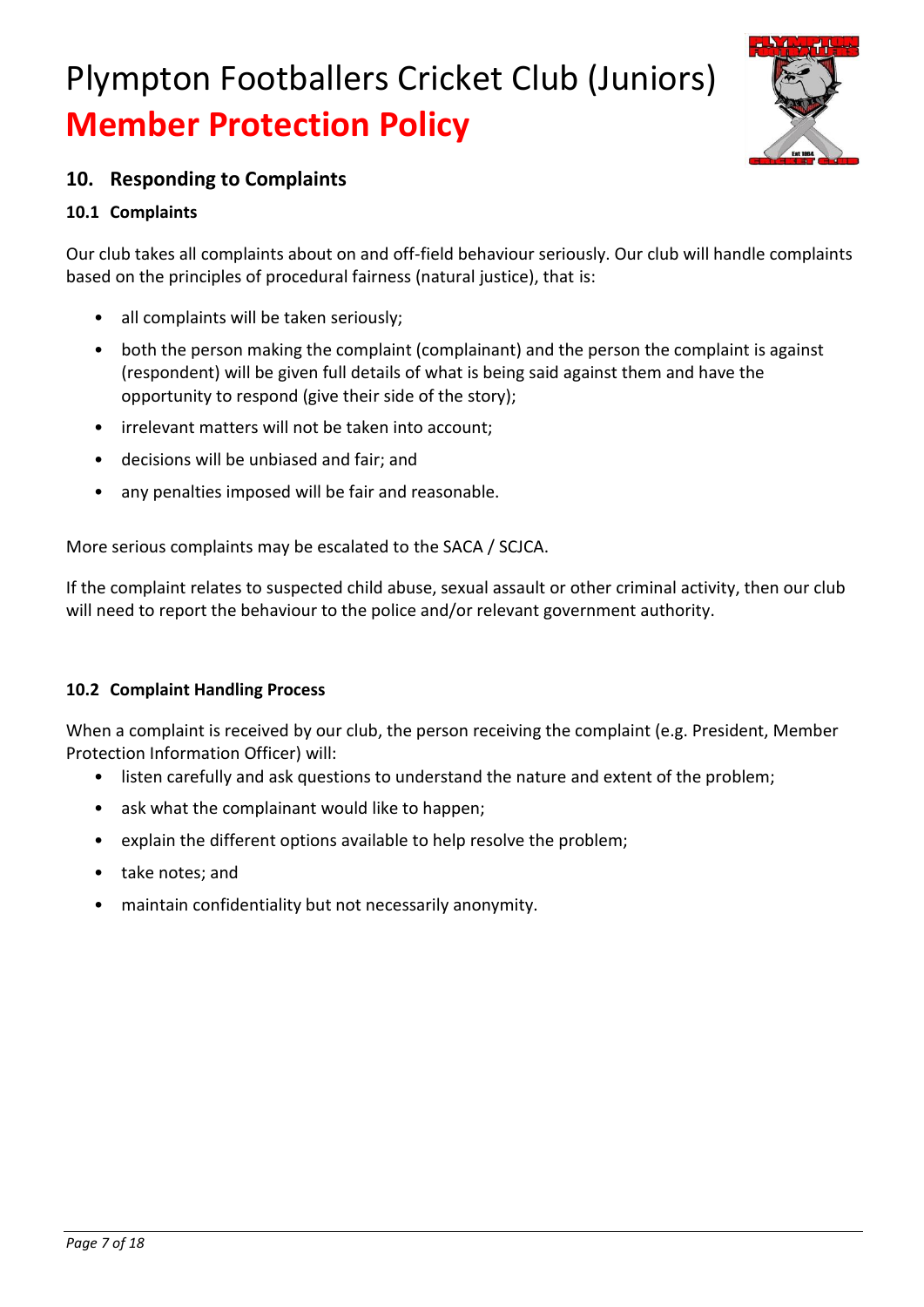## 10. Responding to Complaints

### 10.1 Complaints

Our club takes all complaints about on and off-field behaviour seriously. Our club will handle complaints based on the principles of procedural fairness (natural justice), that is:

- all complaints will be taken seriously;
- both the person making the complaint (complainant) and the person the complaint is against (respondent) will be given full details of what is being said against them and have the opportunity to respond (give their side of the story);
- irrelevant matters will not be taken into account;
- decisions will be unbiased and fair; and
- any penalties imposed will be fair and reasonable.

More serious complaints may be escalated to the SACA / SCJCA.

If the complaint relates to suspected child abuse, sexual assault or other criminal activity, then our club will need to report the behaviour to the police and/or relevant government authority.

### 10.2 Complaint Handling Process

When a complaint is received by our club, the person receiving the complaint (e.g. President, Member Protection Information Officer) will:

- listen carefully and ask questions to understand the nature and extent of the problem;
- ask what the complainant would like to happen;
- explain the different options available to help resolve the problem;
- take notes; and
- maintain confidentiality but not necessarily anonymity.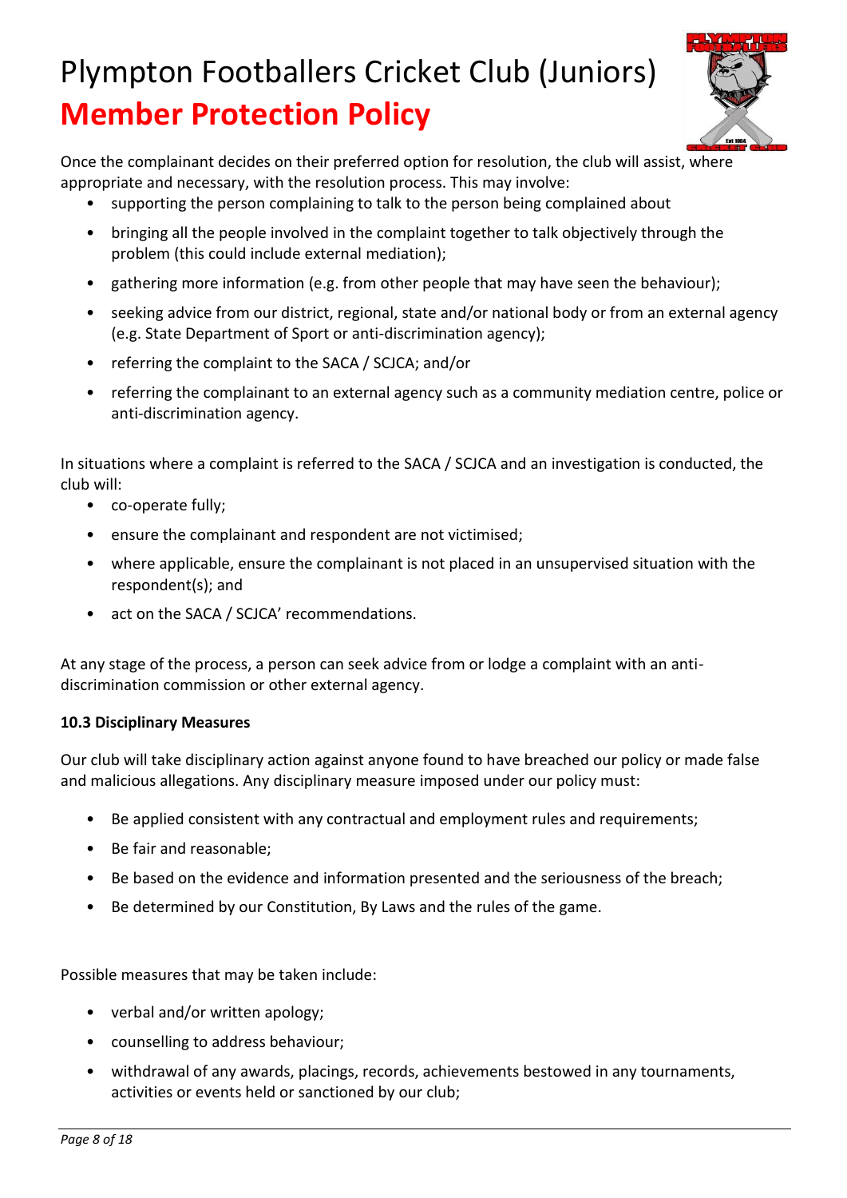Once the complainant decides on their preferred option for resolution, the club will assist, where appropriate and necessary, with the resolution process. This may involve:

- supporting the person complaining to talk to the person being complained about
- bringing all the people involved in the complaint together to talk objectively through the problem (this could include external mediation);
- gathering more information (e.g. from other people that may have seen the behaviour);
- seeking advice from our district, regional, state and/or national body or from an external agency (e.g. State Department of Sport or anti-discrimination agency);
- referring the complaint to the SACA / SCJCA; and/or
- referring the complainant to an external agency such as a community mediation centre, police or anti-discrimination agency.

In situations where a complaint is referred to the SACA / SCJCA and an investigation is conducted, the club will:

- co-operate fully;
- ensure the complainant and respondent are not victimised;
- where applicable, ensure the complainant is not placed in an unsupervised situation with the respondent(s); and
- act on the SACA / SCJCA' recommendations.

At any stage of the process, a person can seek advice from or lodge a complaint with an anti-discrimination commission or other external agency.

**10.3 Disciplinary Measures**

Our club will take disciplinary action against anyone found to have breached our policy or made false and malicious allegations. Any disciplinary measure imposed under our policy must:

- Be applied consistent with any contractual and employment rules and requirements;
- Be fair and reasonable;
- Be based on the evidence and information presented and the seriousness of the breach;
- Be determined by our Constitution, By Laws and the rules of the game.

Possible measures that may be taken include:

- verbal and/or written apology;
- counselling to address behaviour;
- withdrawal of any awards, placings, records, achievements bestowed in any tournaments, activities or events held or sanctioned by our club;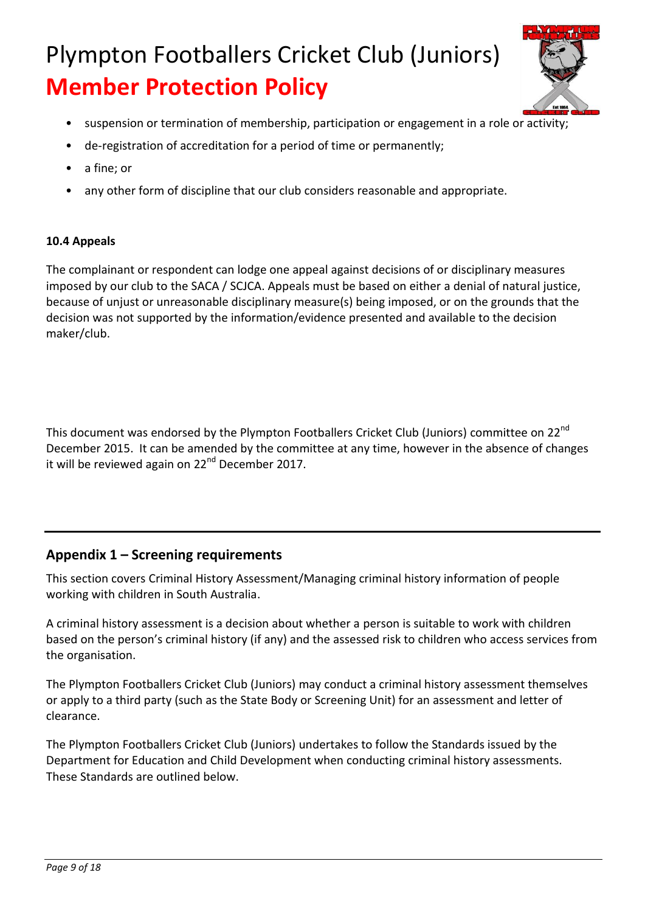- suspension or termination of membership, participation or engagement in a role or activity;
- de-registration of accreditation for a period of time or permanently;
- a fine; or
- any other form of discipline that our club considers reasonable and appropriate.

**10.4 Appeals**

The complainant or respondent can lodge one appeal against decisions of or disciplinary measures imposed by our club to the SACA / SCJCA. Appeals must be based on either a denial of natural justice, because of unjust or unreasonable disciplinary measure(s) being imposed, or on the grounds that the decision was not supported by the information/evidence presented and available to the decision maker/club.

This document was endorsed by the Plympton Footballers Cricket Club (Juniors) committee on 22nd December 2015. It can be amended by the committee at any time, however in the absence of changes it will be reviewed again on 22nd December 2017.

---

## Appendix 1 – Screening requirements

This section covers Criminal History Assessment/Managing criminal history information of people working with children in South Australia.

A criminal history assessment is a decision about whether a person is suitable to work with children based on the person's criminal history (if any) and the assessed risk to children who access services from the organisation.

The Plympton Footballers Cricket Club (Juniors) may conduct a criminal history assessment themselves or apply to a third party (such as the State Body or Screening Unit) for an assessment and letter of clearance.

The Plympton Footballers Cricket Club (Juniors) undertakes to follow the Standards issued by the Department for Education and Child Development when conducting criminal history assessments. These Standards are outlined below.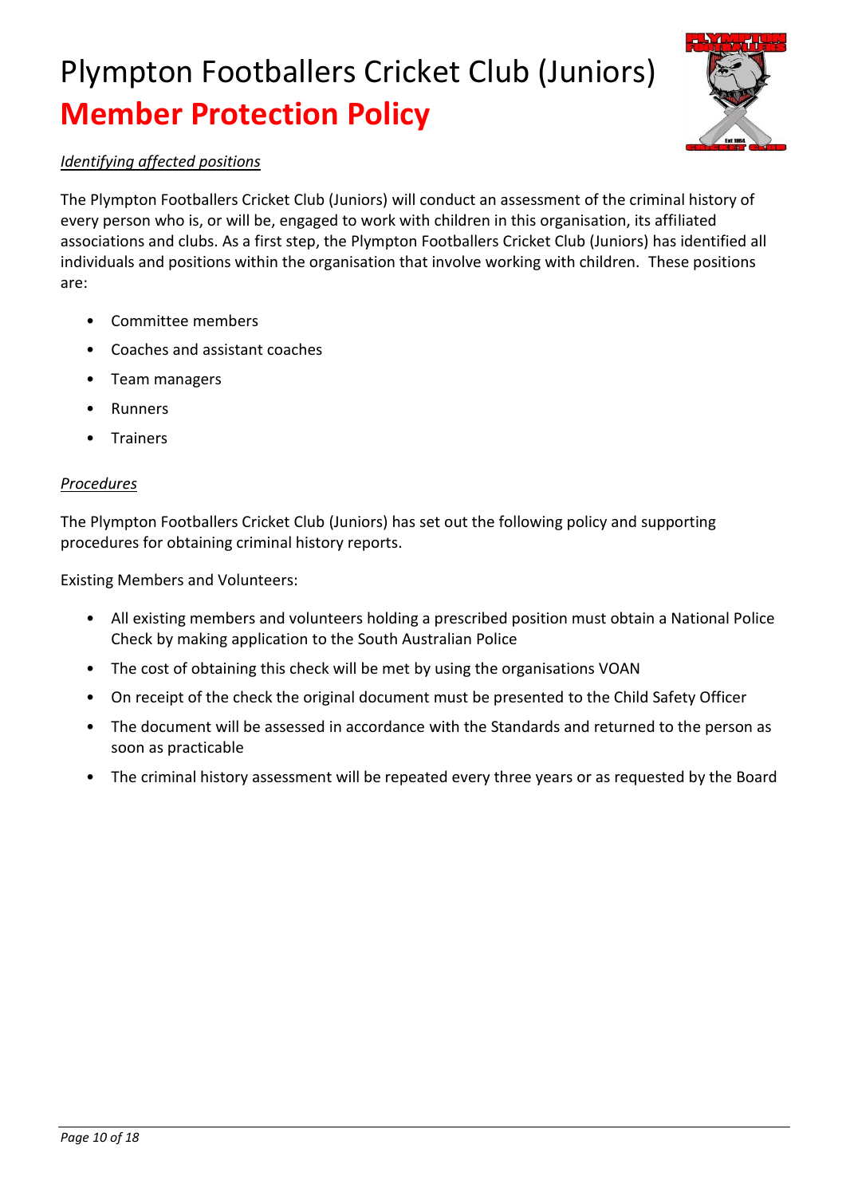*Identifying affected positions*

The Plympton Footballers Cricket Club (Juniors) will conduct an assessment of the criminal history of every person who is, or will be, engaged to work with children in this organisation, its affiliated associations and clubs. As a first step, the Plympton Footballers Cricket Club (Juniors) has identified all individuals and positions within the organisation that involve working with children. These positions are:

- Committee members
- Coaches and assistant coaches
- Team managers
- Runners
- Trainers

*Procedures*

The Plympton Footballers Cricket Club (Juniors) has set out the following policy and supporting procedures for obtaining criminal history reports.

Existing Members and Volunteers:

- All existing members and volunteers holding a prescribed position must obtain a National Police Check by making application to the South Australian Police
- The cost of obtaining this check will be met by using the organisations VOAN
- On receipt of the check the original document must be presented to the Child Safety Officer
- The document will be assessed in accordance with the Standards and returned to the person as soon as practicable
- The criminal history assessment will be repeated every three years or as requested by the Board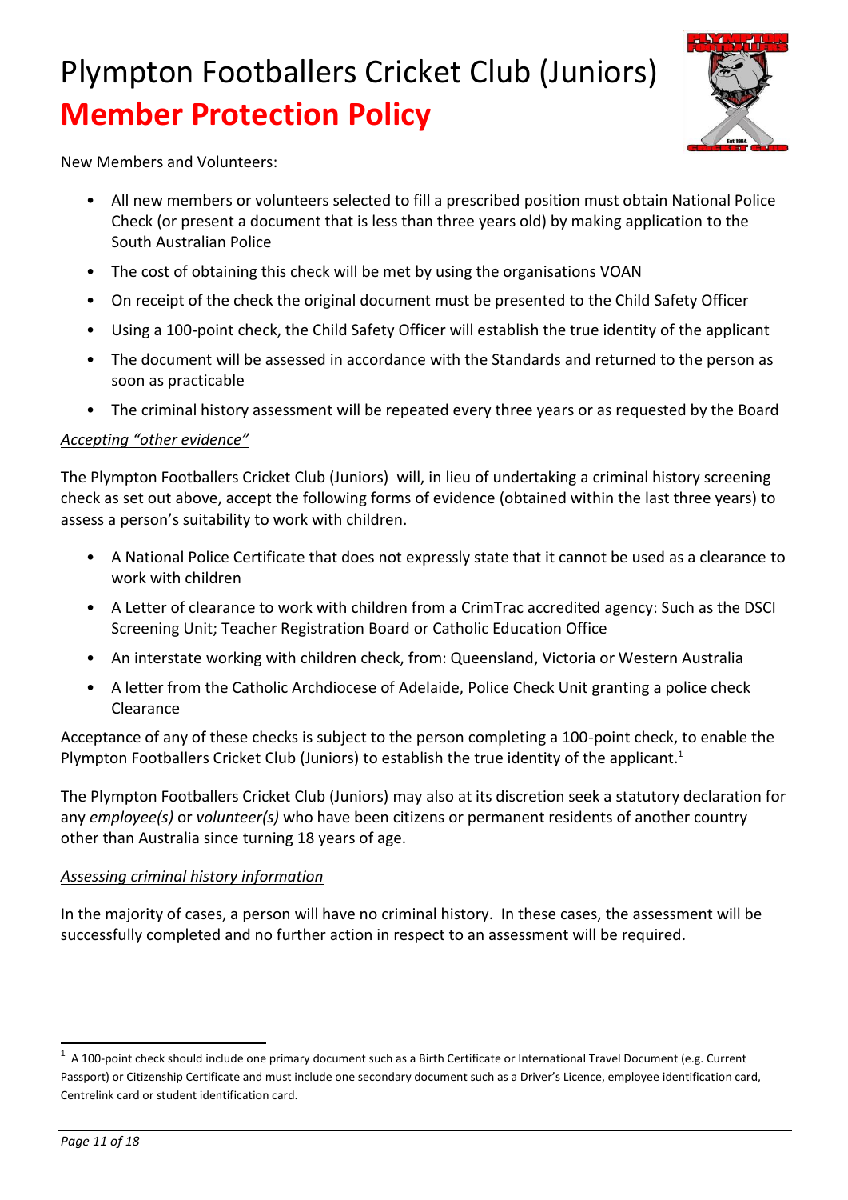# Plympton Footballers Cricket Club (Juniors)

## **Member Protection Policy**

New Members and Volunteers:

- All new members or volunteers selected to fill a prescribed position must obtain National Police Check (or present a document that is less than three years old) by making application to the South Australian Police
- The cost of obtaining this check will be met by using the organisations VOAN
- On receipt of the check the original document must be presented to the Child Safety Officer
- Using a 100-point check, the Child Safety Officer will establish the true identity of the applicant
- The document will be assessed in accordance with the Standards and returned to the person as soon as practicable
- The criminal history assessment will be repeated every three years or as requested by the Board

*Accepting "other evidence"*

The Plympton Footballers Cricket Club (Juniors) will, in lieu of undertaking a criminal history screening check as set out above, accept the following forms of evidence (obtained within the last three years) to assess a person's suitability to work with children.

- A National Police Certificate that does not expressly state that it cannot be used as a clearance to work with children
- A Letter of clearance to work with children from a CrimTrac accredited agency: Such as the DSCI Screening Unit; Teacher Registration Board or Catholic Education Office
- An interstate working with children check, from: Queensland, Victoria or Western Australia
- A letter from the Catholic Archdiocese of Adelaide, Police Check Unit granting a police check Clearance

Acceptance of any of these checks is subject to the person completing a 100-point check, to enable the Plympton Footballers Cricket Club (Juniors) to establish the true identity of the applicant.[1]

The Plympton Footballers Cricket Club (Juniors) may also at its discretion seek a statutory declaration for any *employee(s)* or *volunteer(s)* who have been citizens or permanent residents of another country other than Australia since turning 18 years of age.

*Assessing criminal history information*

In the majority of cases, a person will have no criminal history. In these cases, the assessment will be successfully completed and no further action in respect to an assessment will be required.

---

[1] A 100-point check should include one primary document such as a Birth Certificate or International Travel Document (e.g. Current Passport) or Citizenship Certificate and must include one secondary document such as a Driver's Licence, employee identification card, Centrelink card or student identification card.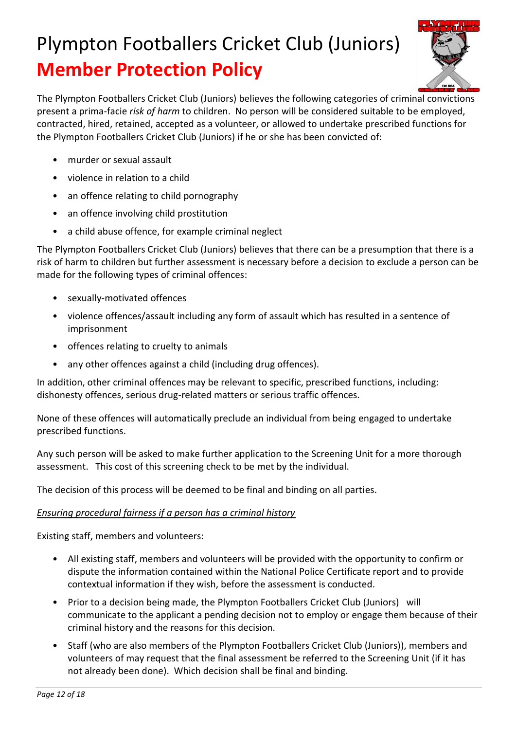# Plympton Footballers Cricket Club (Juniors)

## **Member Protection Policy**

The Plympton Footballers Cricket Club (Juniors) believes the following categories of criminal convictions present a prima-facie *risk of harm* to children. No person will be considered suitable to be employed, contracted, hired, retained, accepted as a volunteer, or allowed to undertake prescribed functions for the Plympton Footballers Cricket Club (Juniors) if he or she has been convicted of:

- murder or sexual assault
- violence in relation to a child
- an offence relating to child pornography
- an offence involving child prostitution
- a child abuse offence, for example criminal neglect

The Plympton Footballers Cricket Club (Juniors) believes that there can be a presumption that there is a risk of harm to children but further assessment is necessary before a decision to exclude a person can be made for the following types of criminal offences:

- sexually-motivated offences
- violence offences/assault including any form of assault which has resulted in a sentence of imprisonment
- offences relating to cruelty to animals
- any other offences against a child (including drug offences).

In addition, other criminal offences may be relevant to specific, prescribed functions, including: dishonesty offences, serious drug-related matters or serious traffic offences.

None of these offences will automatically preclude an individual from being engaged to undertake prescribed functions.

Any such person will be asked to make further application to the Screening Unit for a more thorough assessment. This cost of this screening check to be met by the individual.

The decision of this process will be deemed to be final and binding on all parties.

*Ensuring procedural fairness if a person has a criminal history*

Existing staff, members and volunteers:

- All existing staff, members and volunteers will be provided with the opportunity to confirm or dispute the information contained within the National Police Certificate report and to provide contextual information if they wish, before the assessment is conducted.
- Prior to a decision being made, the Plympton Footballers Cricket Club (Juniors) will communicate to the applicant a pending decision not to employ or engage them because of their criminal history and the reasons for this decision.
- Staff (who are also members of the Plympton Footballers Cricket Club (Juniors)), members and volunteers of may request that the final assessment be referred to the Screening Unit (if it has not already been done). Which decision shall be final and binding.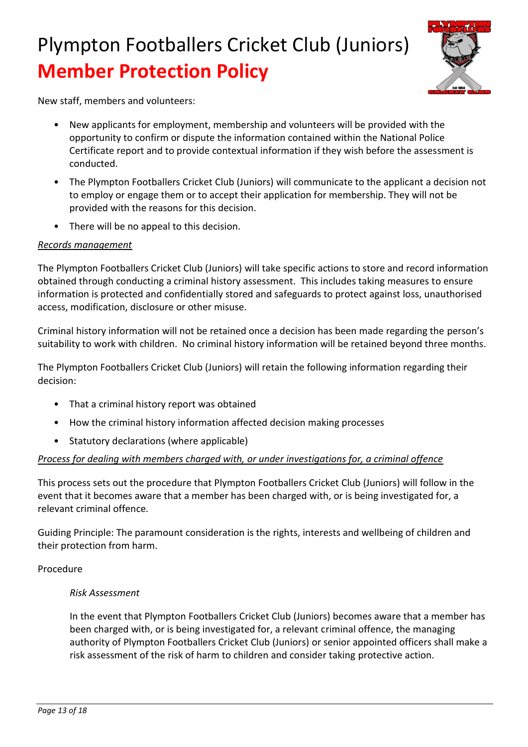New staff, members and volunteers:

- New applicants for employment, membership and volunteers will be provided with the opportunity to confirm or dispute the information contained within the National Police Certificate report and to provide contextual information if they wish before the assessment is conducted.
- The Plympton Footballers Cricket Club (Juniors) will communicate to the applicant a decision not to employ or engage them or to accept their application for membership. They will not be provided with the reasons for this decision.
- There will be no appeal to this decision.

*Records management*

The Plympton Footballers Cricket Club (Juniors) will take specific actions to store and record information obtained through conducting a criminal history assessment. This includes taking measures to ensure information is protected and confidentially stored and safeguards to protect against loss, unauthorised access, modification, disclosure or other misuse.

Criminal history information will not be retained once a decision has been made regarding the person's suitability to work with children. No criminal history information will be retained beyond three months.

The Plympton Footballers Cricket Club (Juniors) will retain the following information regarding their decision:

- That a criminal history report was obtained
- How the criminal history information affected decision making processes
- Statutory declarations (where applicable)

*Process for dealing with members charged with, or under investigations for, a criminal offence*

This process sets out the procedure that Plympton Footballers Cricket Club (Juniors) will follow in the event that it becomes aware that a member has been charged with, or is being investigated for, a relevant criminal offence.

Guiding Principle: The paramount consideration is the rights, interests and wellbeing of children and their protection from harm.

Procedure

*Risk Assessment*

In the event that Plympton Footballers Cricket Club (Juniors) becomes aware that a member has been charged with, or is being investigated for, a relevant criminal offence, the managing authority of Plympton Footballers Cricket Club (Juniors) or senior appointed officers shall make a risk assessment of the risk of harm to children and consider taking protective action.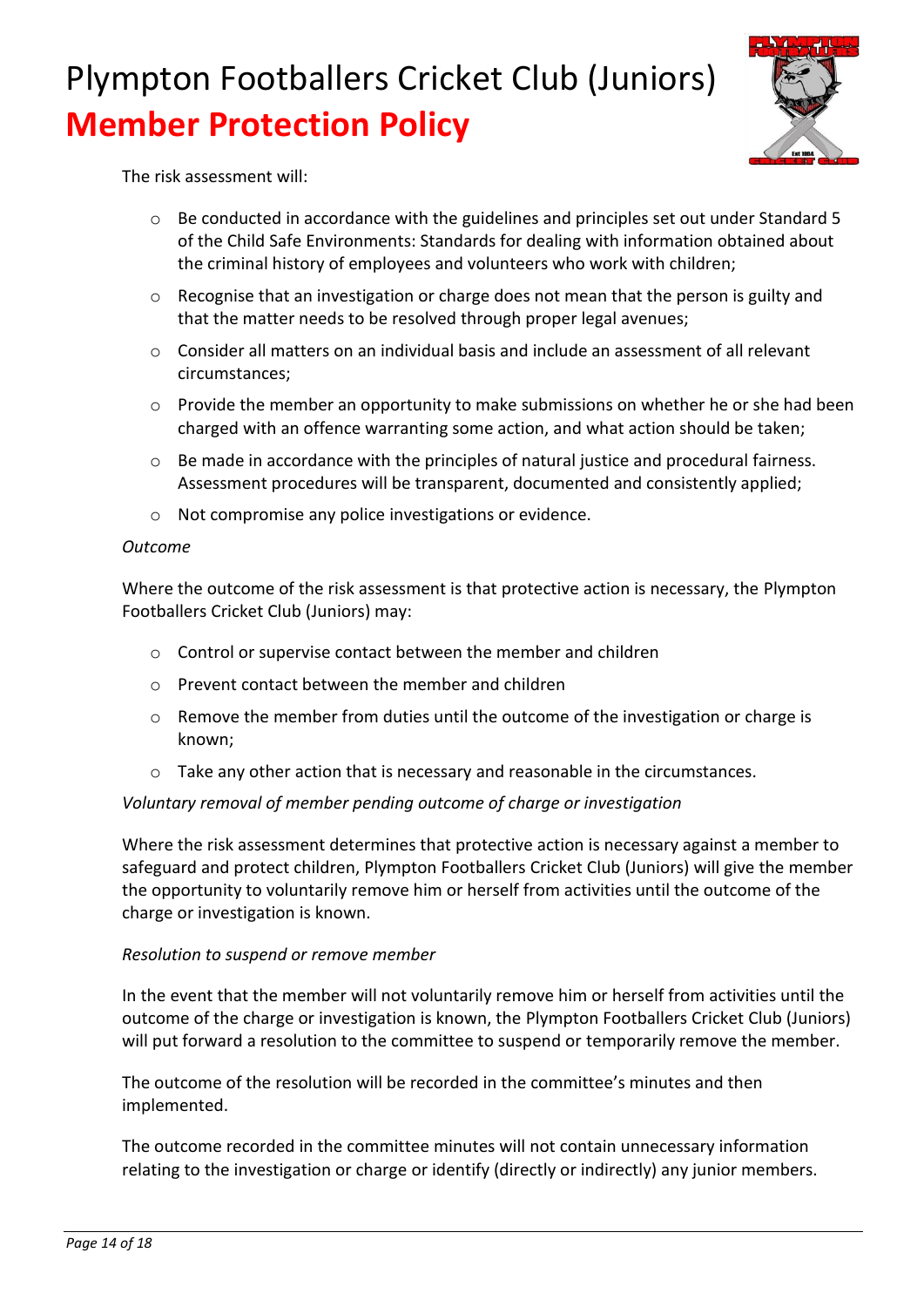The risk assessment will:

- Be conducted in accordance with the guidelines and principles set out under Standard 5 of the Child Safe Environments: Standards for dealing with information obtained about the criminal history of employees and volunteers who work with children;
- Recognise that an investigation or charge does not mean that the person is guilty and that the matter needs to be resolved through proper legal avenues;
- Consider all matters on an individual basis and include an assessment of all relevant circumstances;
- Provide the member an opportunity to make submissions on whether he or she had been charged with an offence warranting some action, and what action should be taken;
- Be made in accordance with the principles of natural justice and procedural fairness. Assessment procedures will be transparent, documented and consistently applied;
- Not compromise any police investigations or evidence.

*Outcome*

Where the outcome of the risk assessment is that protective action is necessary, the Plympton Footballers Cricket Club (Juniors) may:

- Control or supervise contact between the member and children
- Prevent contact between the member and children
- Remove the member from duties until the outcome of the investigation or charge is known;
- Take any other action that is necessary and reasonable in the circumstances.

*Voluntary removal of member pending outcome of charge or investigation*

Where the risk assessment determines that protective action is necessary against a member to safeguard and protect children, Plympton Footballers Cricket Club (Juniors) will give the member the opportunity to voluntarily remove him or herself from activities until the outcome of the charge or investigation is known.

*Resolution to suspend or remove member*

In the event that the member will not voluntarily remove him or herself from activities until the outcome of the charge or investigation is known, the Plympton Footballers Cricket Club (Juniors) will put forward a resolution to the committee to suspend or temporarily remove the member.

The outcome of the resolution will be recorded in the committee's minutes and then implemented.

The outcome recorded in the committee minutes will not contain unnecessary information relating to the investigation or charge or identify (directly or indirectly) any junior members.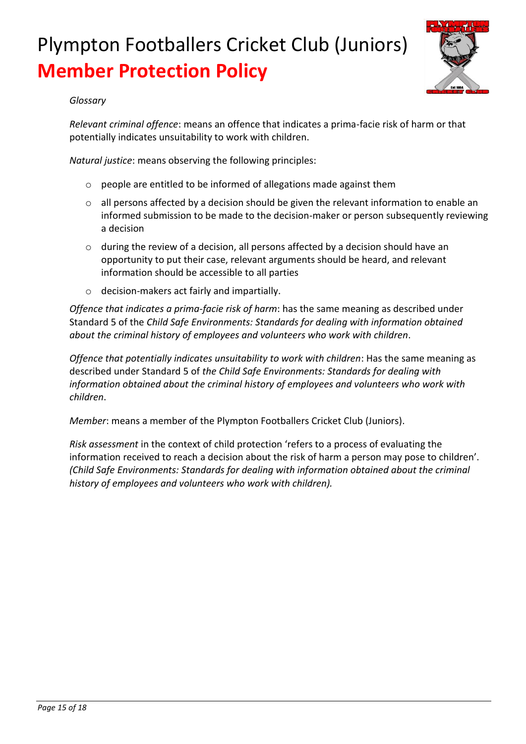*Glossary*

*Relevant criminal offence*: means an offence that indicates a prima-facie risk of harm or that potentially indicates unsuitability to work with children.

*Natural justice*: means observing the following principles:

- people are entitled to be informed of allegations made against them
- all persons affected by a decision should be given the relevant information to enable an informed submission to be made to the decision-maker or person subsequently reviewing a decision
- during the review of a decision, all persons affected by a decision should have an opportunity to put their case, relevant arguments should be heard, and relevant information should be accessible to all parties
- decision-makers act fairly and impartially.

*Offence that indicates a prima-facie risk of harm*: has the same meaning as described under Standard 5 of the *Child Safe Environments: Standards for dealing with information obtained about the criminal history of employees and volunteers who work with children*.

*Offence that potentially indicates unsuitability to work with children*: Has the same meaning as described under Standard 5 of *the Child Safe Environments: Standards for dealing with information obtained about the criminal history of employees and volunteers who work with children*.

*Member*: means a member of the Plympton Footballers Cricket Club (Juniors).

*Risk assessment* in the context of child protection 'refers to a process of evaluating the information received to reach a decision about the risk of harm a person may pose to children'. *(Child Safe Environments: Standards for dealing with information obtained about the criminal history of employees and volunteers who work with children).*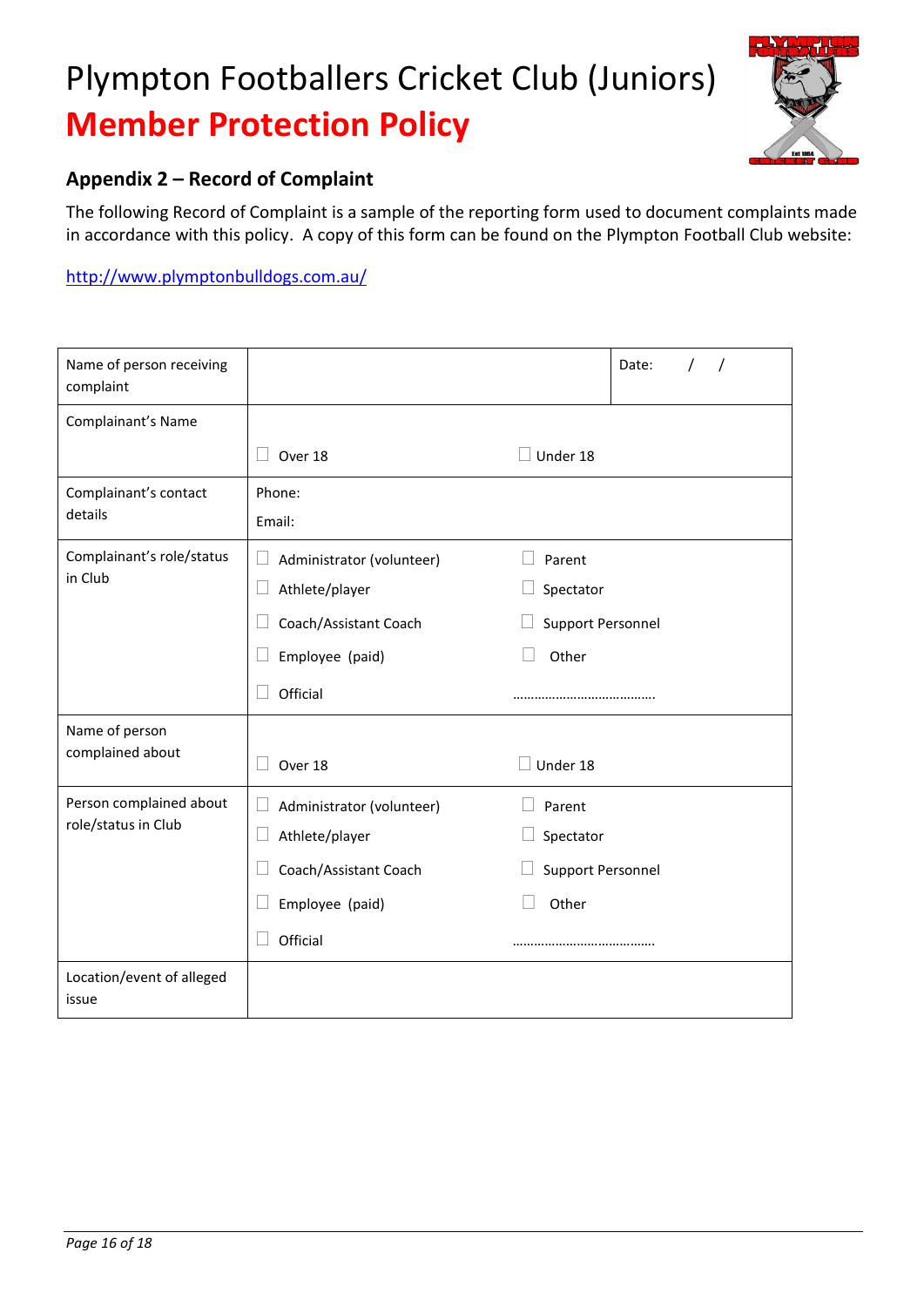# Plympton Footballers Cricket Club (Juniors)
# Member Protection Policy

## Appendix 2 – Record of Complaint

The following Record of Complaint is a sample of the reporting form used to document complaints made in accordance with this policy. A copy of this form can be found on the Plympton Football Club website:

http://www.plymptonbulldogs.com.au/

| | | |
|---|---|---|
| Name of person receiving complaint | | Date: / / |
| Complaintant's Name | ☐ Over 18 ☐ Under 18 | |
| Complaintant's contact details | Phone:<br>Email: | |
| Complaintant's role/status in Club | ☐ Administrator (volunteer) ☐ Parent<br>☐ Athlete/player ☐ Spectator<br>☐ Coach/Assistant Coach ☐ Support Personnel<br>☐ Employee (paid) ☐ Other<br>☐ Official ………………………………… | |
| Name of person complained about | ☐ Over 18 ☐ Under 18 | |
| Person complained about role/status in Club | ☐ Administrator (volunteer) ☐ Parent<br>☐ Athlete/player ☐ Spectator<br>☐ Coach/Assistant Coach ☐ Support Personnel<br>☐ Employee (paid) ☐ Other<br>☐ Official ………………………………… | |
| Location/event of alleged issue | | |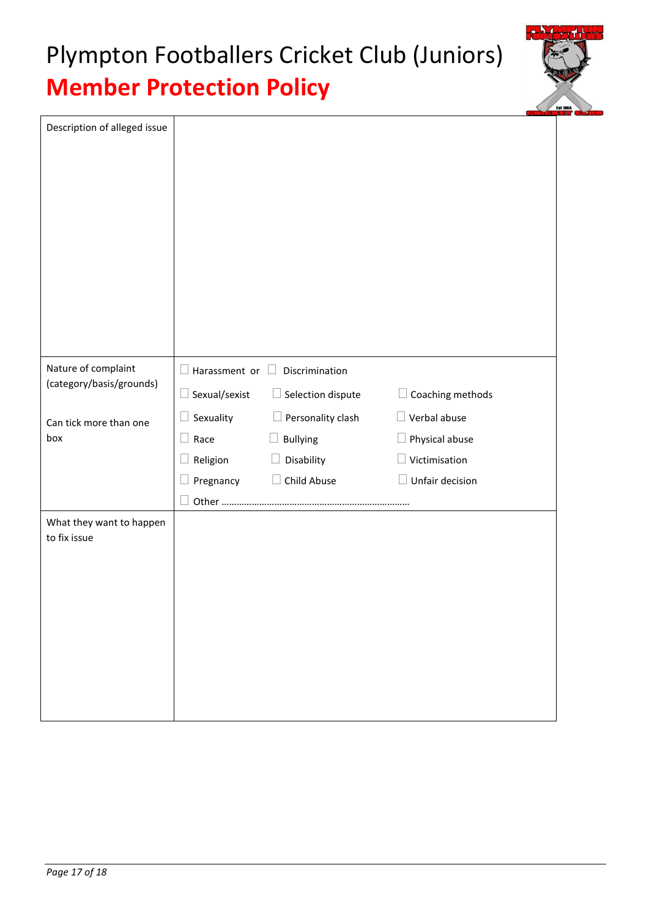# Plympton Footballers Cricket Club (Juniors)

## Member Protection Policy

| Description of alleged issue | |
|---|---|
| Nature of complaint (category/basis/grounds)<br><br>Can tick more than one box | ☐ Harassment or ☐ Discrimination<br>☐ Sexual/sexist ☐ Selection dispute ☐ Coaching methods<br>☐ Sexuality ☐ Personality clash ☐ Verbal abuse<br>☐ Race ☐ Bullying ☐ Physical abuse<br>☐ Religion ☐ Disability ☐ Victimisation<br>☐ Pregnancy ☐ Child Abuse ☐ Unfair decision<br>☐ Other ……………………………………………………………… |
| What they want to happen to fix issue | |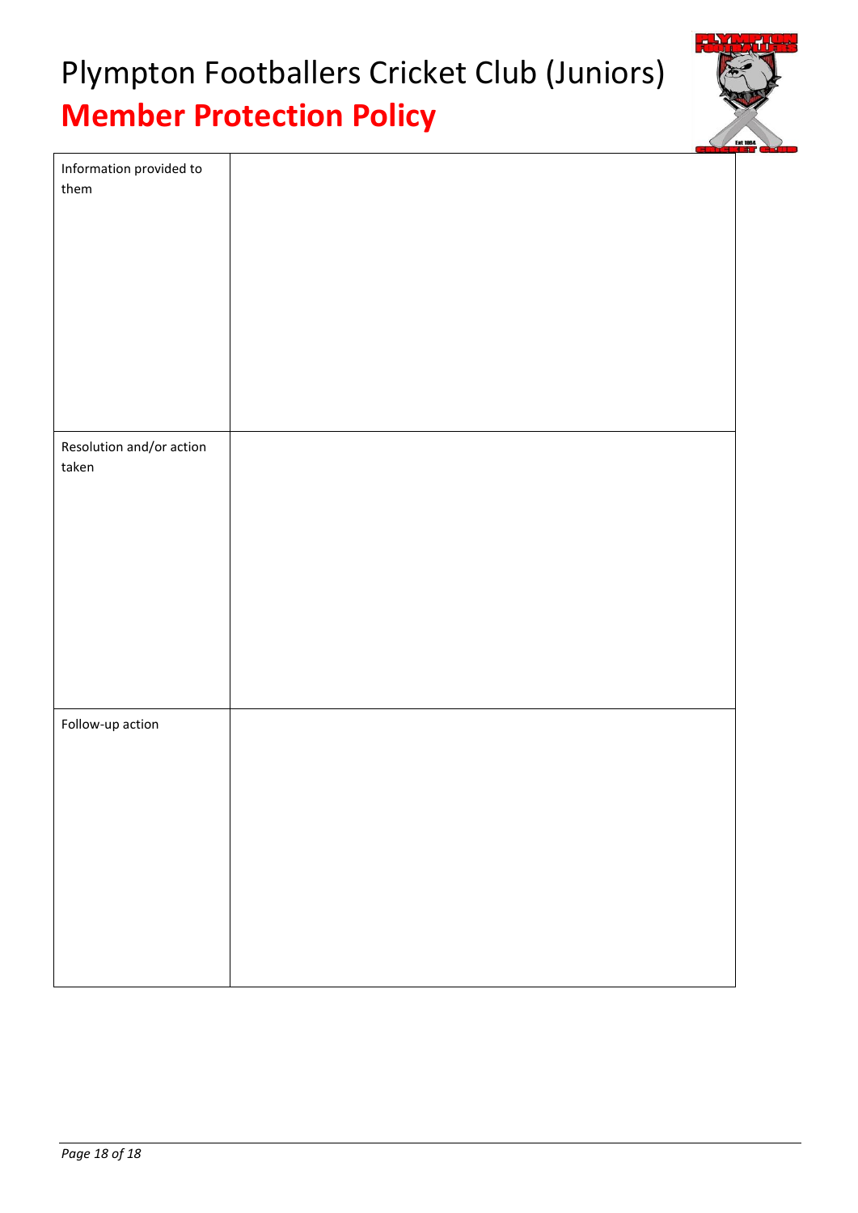| | |
|---|---|
| Information provided to them | |
| Resolution and/or action taken | |
| Follow-up action | |